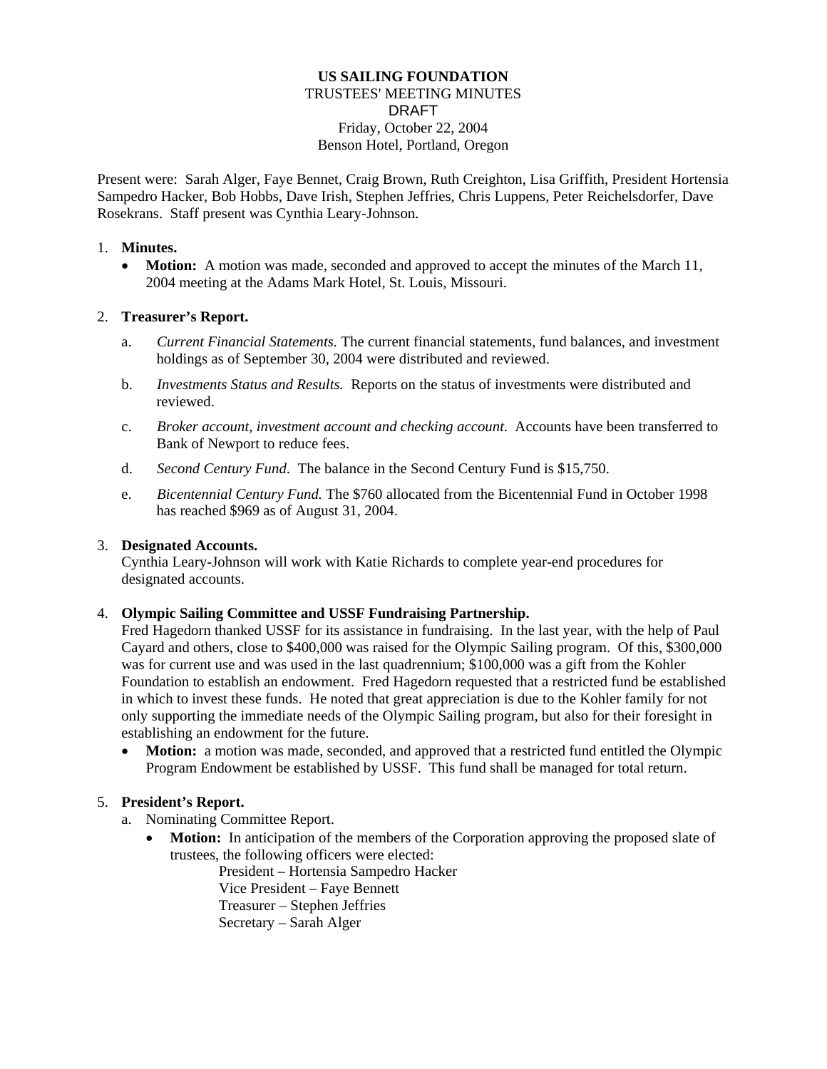**US SAILING FOUNDATION**
TRUSTEES' MEETING MINUTES
DRAFT
Friday, October 22, 2004
Benson Hotel, Portland, Oregon

Present were: Sarah Alger, Faye Bennet, Craig Brown, Ruth Creighton, Lisa Griffith, President Hortensia Sampedro Hacker, Bob Hobbs, Dave Irish, Stephen Jeffries, Chris Luppens, Peter Reichelsdorfer, Dave Rosekrans. Staff present was Cynthia Leary-Johnson.

1. **Minutes.**
   - **Motion:** A motion was made, seconded and approved to accept the minutes of the March 11, 2004 meeting at the Adams Mark Hotel, St. Louis, Missouri.

2. **Treasurer's Report.**
   a. *Current Financial Statements.* The current financial statements, fund balances, and investment holdings as of September 30, 2004 were distributed and reviewed.

   b. *Investments Status and Results.* Reports on the status of investments were distributed and reviewed.

   c. *Broker account, investment account and checking account.* Accounts have been transferred to Bank of Newport to reduce fees.

   d. *Second Century Fund.* The balance in the Second Century Fund is $15,750.

   e. *Bicentennial Century Fund.* The $760 allocated from the Bicentennial Fund in October 1998 has reached $969 as of August 31, 2004.

3. **Designated Accounts.**
   Cynthia Leary-Johnson will work with Katie Richards to complete year-end procedures for designated accounts.

4. **Olympic Sailing Committee and USSF Fundraising Partnership.**
   Fred Hagedorn thanked USSF for its assistance in fundraising. In the last year, with the help of Paul Cayard and others, close to $400,000 was raised for the Olympic Sailing program. Of this, $300,000 was for current use and was used in the last quadrennium; $100,000 was a gift from the Kohler Foundation to establish an endowment. Fred Hagedorn requested that a restricted fund be established in which to invest these funds. He noted that great appreciation is due to the Kohler family for not only supporting the immediate needs of the Olympic Sailing program, but also for their foresight in establishing an endowment for the future.
   - **Motion:** a motion was made, seconded, and approved that a restricted fund entitled the Olympic Program Endowment be established by USSF. This fund shall be managed for total return.

5. **President's Report.**
   a. Nominating Committee Report.
      - **Motion:** In anticipation of the members of the Corporation approving the proposed slate of trustees, the following officers were elected:
        President – Hortensia Sampedro Hacker
        Vice President – Faye Bennett
        Treasurer – Stephen Jeffries
        Secretary – Sarah Alger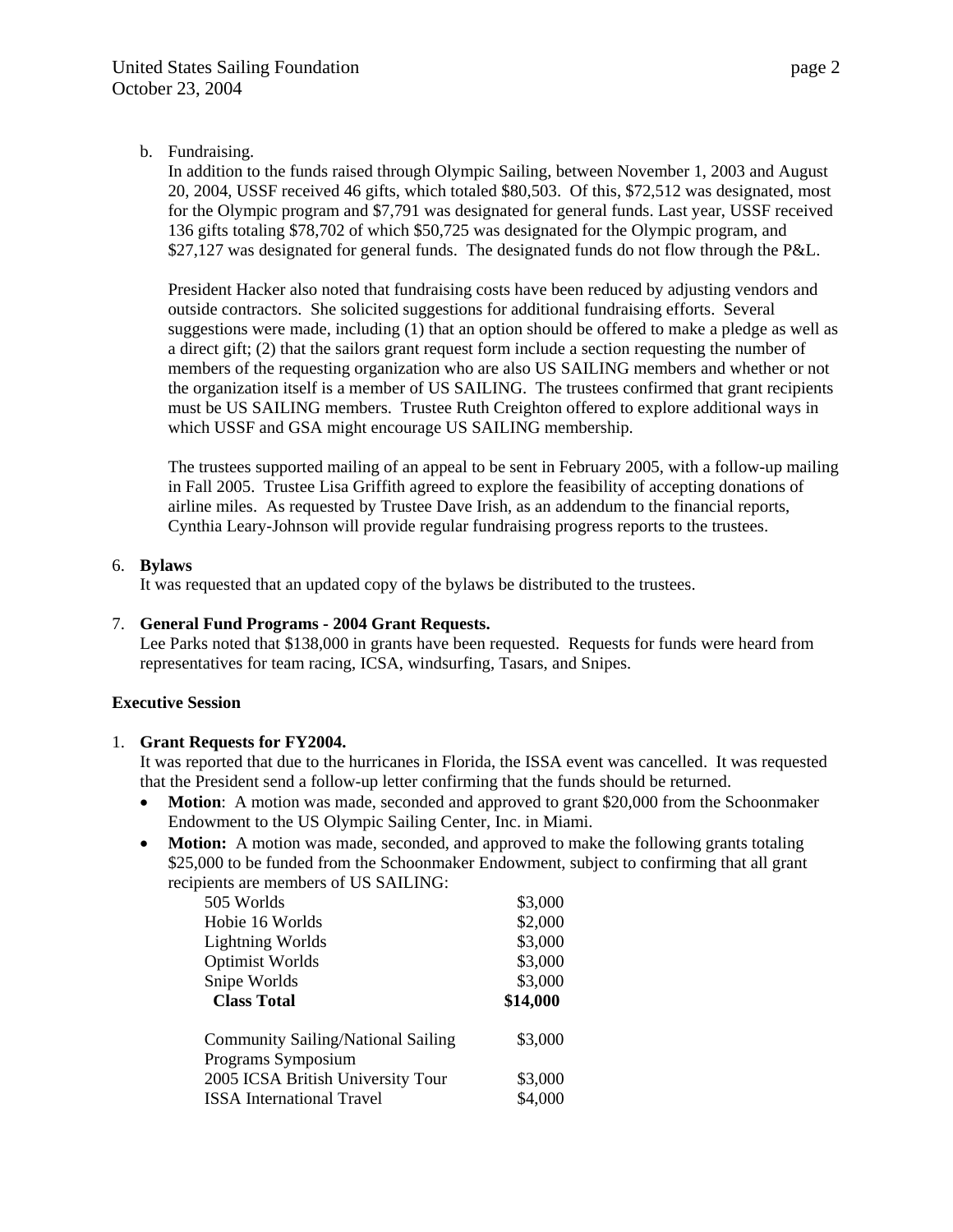b. Fundraising.

   In addition to the funds raised through Olympic Sailing, between November 1, 2003 and August 20, 2004, USSF received 46 gifts, which totaled $80,503. Of this, $72,512 was designated, most for the Olympic program and $7,791 was designated for general funds. Last year, USSF received 136 gifts totaling $78,702 of which $50,725 was designated for the Olympic program, and $27,127 was designated for general funds. The designated funds do not flow through the P&L.

   President Hacker also noted that fundraising costs have been reduced by adjusting vendors and outside contractors. She solicited suggestions for additional fundraising efforts. Several suggestions were made, including (1) that an option should be offered to make a pledge as well as a direct gift; (2) that the sailors grant request form include a section requesting the number of members of the requesting organization who are also US SAILING members and whether or not the organization itself is a member of US SAILING. The trustees confirmed that grant recipients must be US SAILING members. Trustee Ruth Creighton offered to explore additional ways in which USSF and GSA might encourage US SAILING membership.

   The trustees supported mailing of an appeal to be sent in February 2005, with a follow-up mailing in Fall 2005. Trustee Lisa Griffith agreed to explore the feasibility of accepting donations of airline miles. As requested by Trustee Dave Irish, as an addendum to the financial reports, Cynthia Leary-Johnson will provide regular fundraising progress reports to the trustees.

6. **Bylaws**

   It was requested that an updated copy of the bylaws be distributed to the trustees.

7. **General Fund Programs - 2004 Grant Requests.**

   Lee Parks noted that $138,000 in grants have been requested. Requests for funds were heard from representatives for team racing, ICSA, windsurfing, Tasars, and Snipes.

**Executive Session**

1. **Grant Requests for FY2004.**

   It was reported that due to the hurricanes in Florida, the ISSA event was cancelled. It was requested that the President send a follow-up letter confirming that the funds should be returned.

   - **Motion**: A motion was made, seconded and approved to grant $20,000 from the Schoonmaker Endowment to the US Olympic Sailing Center, Inc. in Miami.
   - **Motion:** A motion was made, seconded, and approved to make the following grants totaling $25,000 to be funded from the Schoonmaker Endowment, subject to confirming that all grant recipients are members of US SAILING:

| | |
|---|---|
| 505 Worlds | $3,000 |
| Hobie 16 Worlds | $2,000 |
| Lightning Worlds | $3,000 |
| Optimist Worlds | $3,000 |
| Snipe Worlds | $3,000 |
| **Class Total** | **$14,000** |
| | |
| Community Sailing/National Sailing Programs Symposium | $3,000 |
| 2005 ICSA British University Tour | $3,000 |
| ISSA International Travel | $4,000 |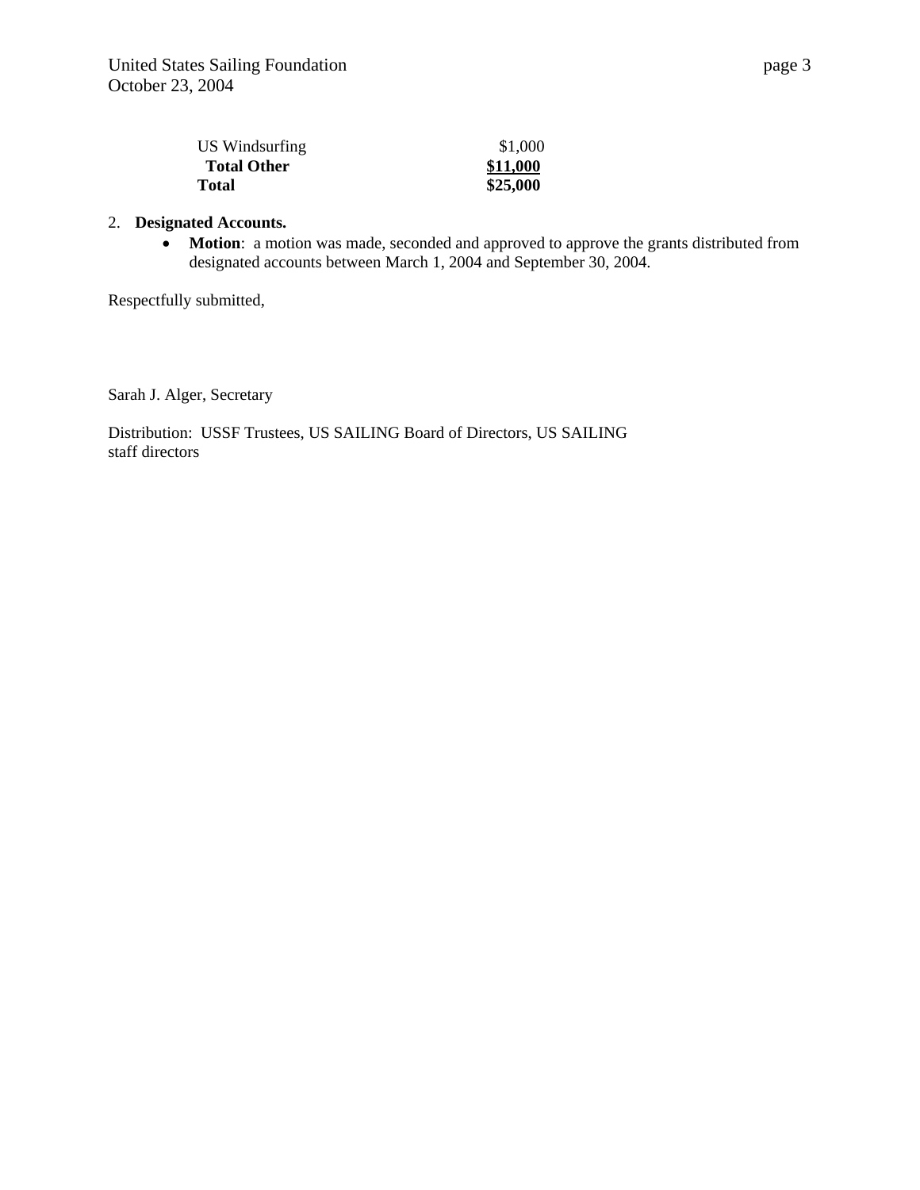| | |
|---|---|
| US Windsurfing | \$1,000 |
| **Total Other** | **<u>\$11,000</u>** |
| **Total** | **\$25,000** |

2. **Designated Accounts.**
    - **Motion**: a motion was made, seconded and approved to approve the grants distributed from designated accounts between March 1, 2004 and September 30, 2004.

Respectfully submitted,

Sarah J. Alger, Secretary

Distribution: USSF Trustees, US SAILING Board of Directors, US SAILING staff directors